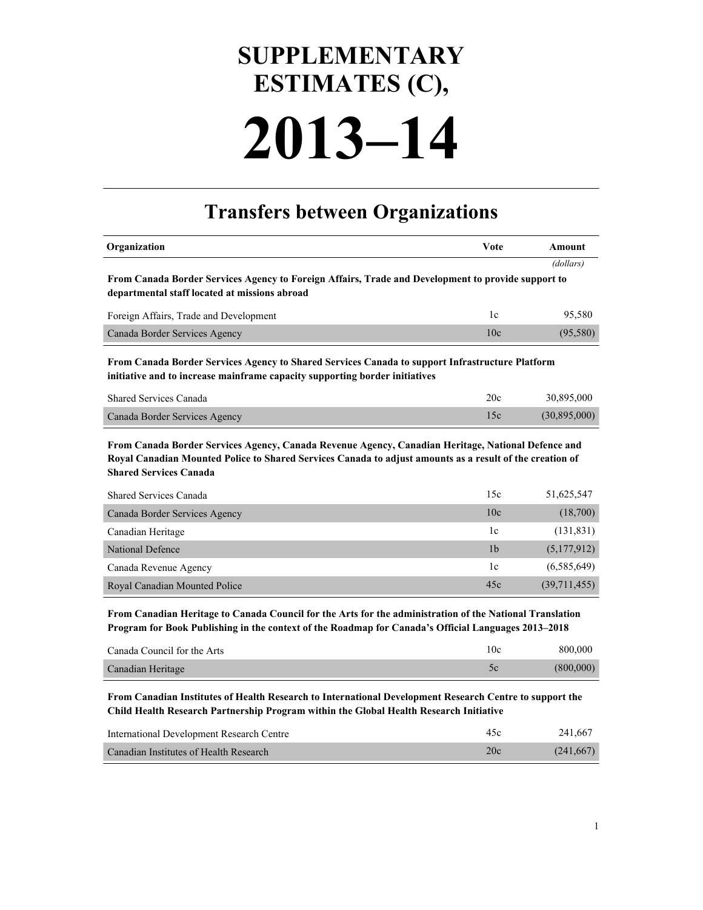# SUPPLEMENTARY ESTIMATES (C),

# 2013–14

## Transfers between Organizations

| Organization | Vote | Amount |
|---|---|---|
| | | *(dollars)* |
| **From Canada Border Services Agency to Foreign Affairs, Trade and Development to provide support to departmental staff located at missions abroad** | | |
| Foreign Affairs, Trade and Development | 1c | 95,580 |
| Canada Border Services Agency | 10c | (95,580) |
| **From Canada Border Services Agency to Shared Services Canada to support Infrastructure Platform initiative and to increase mainframe capacity supporting border initiatives** | | |
| Shared Services Canada | 20c | 30,895,000 |
| Canada Border Services Agency | 15c | (30,895,000) |
| **From Canada Border Services Agency, Canada Revenue Agency, Canadian Heritage, National Defence and Royal Canadian Mounted Police to Shared Services Canada to adjust amounts as a result of the creation of Shared Services Canada** | | |
| Shared Services Canada | 15c | 51,625,547 |
| Canada Border Services Agency | 10c | (18,700) |
| Canadian Heritage | 1c | (131,831) |
| National Defence | 1b | (5,177,912) |
| Canada Revenue Agency | 1c | (6,585,649) |
| Royal Canadian Mounted Police | 45c | (39,711,455) |
| **From Canadian Heritage to Canada Council for the Arts for the administration of the National Translation Program for Book Publishing in the context of the Roadmap for Canada's Official Languages 2013–2018** | | |
| Canada Council for the Arts | 10c | 800,000 |
| Canadian Heritage | 5c | (800,000) |
| **From Canadian Institutes of Health Research to International Development Research Centre to support the Child Health Research Partnership Program within the Global Health Research Initiative** | | |
| International Development Research Centre | 45c | 241,667 |
| Canadian Institutes of Health Research | 20c | (241,667) |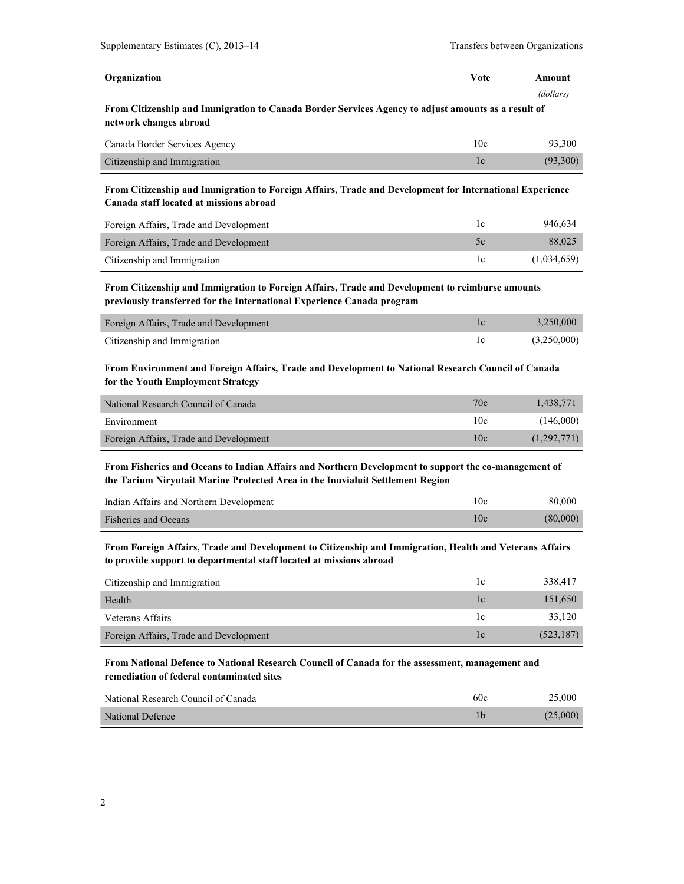| Organization | Vote | Amount |
|---|---|---|
| | | *(dollars)* |
| **From Citizenship and Immigration to Canada Border Services Agency to adjust amounts as a result of network changes abroad** | | |
| Canada Border Services Agency | 10c | 93,300 |
| Citizenship and Immigration | 1c | (93,300) |
| **From Citizenship and Immigration to Foreign Affairs, Trade and Development for International Experience Canada staff located at missions abroad** | | |
| Foreign Affairs, Trade and Development | 1c | 946,634 |
| Foreign Affairs, Trade and Development | 5c | 88,025 |
| Citizenship and Immigration | 1c | (1,034,659) |
| **From Citizenship and Immigration to Foreign Affairs, Trade and Development to reimburse amounts previously transferred for the International Experience Canada program** | | |
| Foreign Affairs, Trade and Development | 1c | 3,250,000 |
| Citizenship and Immigration | 1c | (3,250,000) |
| **From Environment and Foreign Affairs, Trade and Development to National Research Council of Canada for the Youth Employment Strategy** | | |
| National Research Council of Canada | 70c | 1,438,771 |
| Environment | 10c | (146,000) |
| Foreign Affairs, Trade and Development | 10c | (1,292,771) |
| **From Fisheries and Oceans to Indian Affairs and Northern Development to support the co-management of the Tarium Niryutait Marine Protected Area in the Inuvialuit Settlement Region** | | |
| Indian Affairs and Northern Development | 10c | 80,000 |
| Fisheries and Oceans | 10c | (80,000) |
| **From Foreign Affairs, Trade and Development to Citizenship and Immigration, Health and Veterans Affairs to provide support to departmental staff located at missions abroad** | | |
| Citizenship and Immigration | 1c | 338,417 |
| Health | 1c | 151,650 |
| Veterans Affairs | 1c | 33,120 |
| Foreign Affairs, Trade and Development | 1c | (523,187) |
| **From National Defence to National Research Council of Canada for the assessment, management and remediation of federal contaminated sites** | | |
| National Research Council of Canada | 60c | 25,000 |
| National Defence | 1b | (25,000) |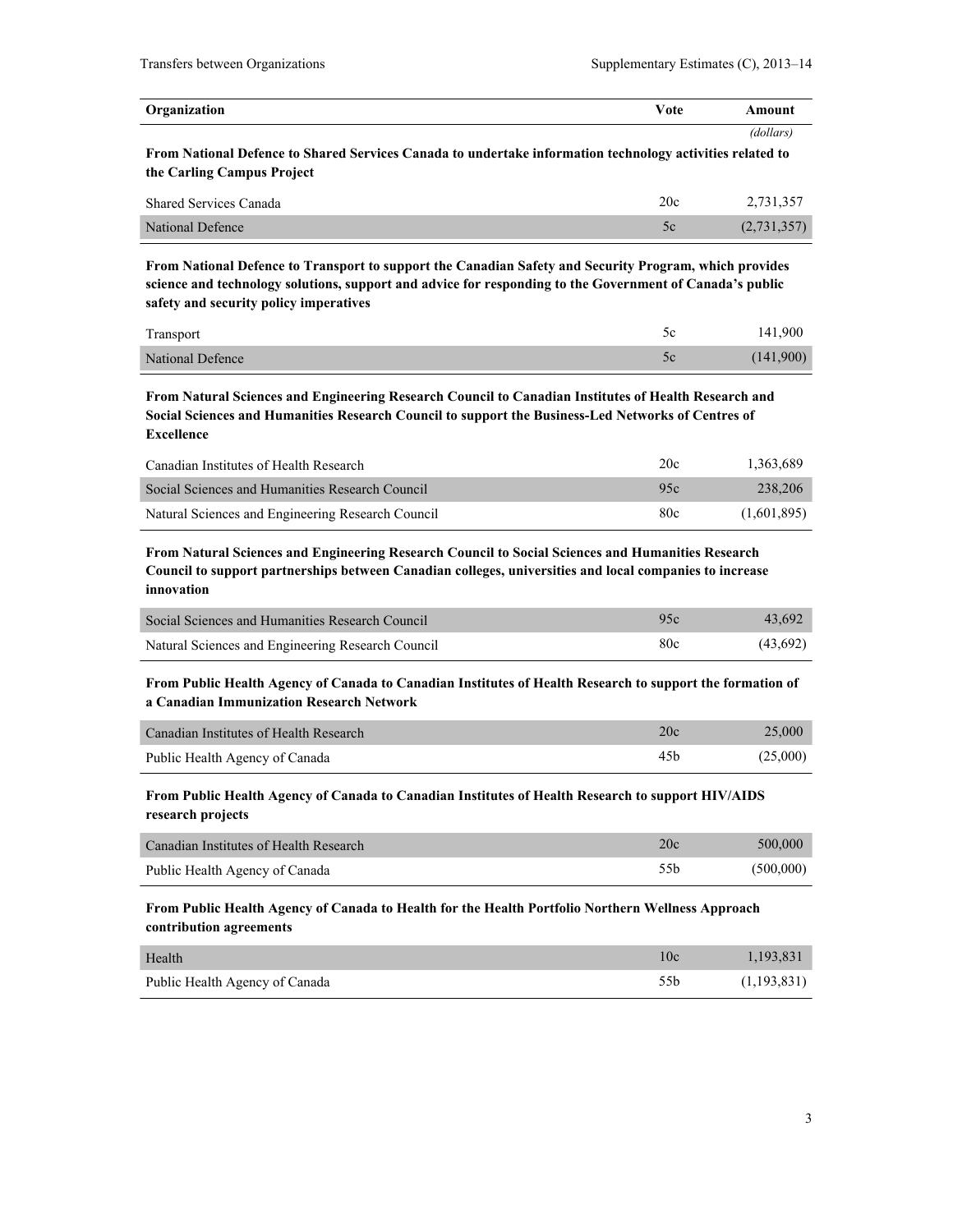| Organization | Vote | Amount |
|---|---|---|
| | | *(dollars)* |
| **From National Defence to Shared Services Canada to undertake information technology activities related to the Carling Campus Project** | | |
| Shared Services Canada | 20c | 2,731,357 |
| National Defence | 5c | (2,731,357) |
| **From National Defence to Transport to support the Canadian Safety and Security Program, which provides science and technology solutions, support and advice for responding to the Government of Canada's public safety and security policy imperatives** | | |
| Transport | 5c | 141,900 |
| National Defence | 5c | (141,900) |
| **From Natural Sciences and Engineering Research Council to Canadian Institutes of Health Research and Social Sciences and Humanities Research Council to support the Business-Led Networks of Centres of Excellence** | | |
| Canadian Institutes of Health Research | 20c | 1,363,689 |
| Social Sciences and Humanities Research Council | 95c | 238,206 |
| Natural Sciences and Engineering Research Council | 80c | (1,601,895) |
| **From Natural Sciences and Engineering Research Council to Social Sciences and Humanities Research Council to support partnerships between Canadian colleges, universities and local companies to increase innovation** | | |
| Social Sciences and Humanities Research Council | 95c | 43,692 |
| Natural Sciences and Engineering Research Council | 80c | (43,692) |
| **From Public Health Agency of Canada to Canadian Institutes of Health Research to support the formation of a Canadian Immunization Research Network** | | |
| Canadian Institutes of Health Research | 20c | 25,000 |
| Public Health Agency of Canada | 45b | (25,000) |
| **From Public Health Agency of Canada to Canadian Institutes of Health Research to support HIV/AIDS research projects** | | |
| Canadian Institutes of Health Research | 20c | 500,000 |
| Public Health Agency of Canada | 55b | (500,000) |
| **From Public Health Agency of Canada to Health for the Health Portfolio Northern Wellness Approach contribution agreements** | | |
| Health | 10c | 1,193,831 |
| Public Health Agency of Canada | 55b | (1,193,831) |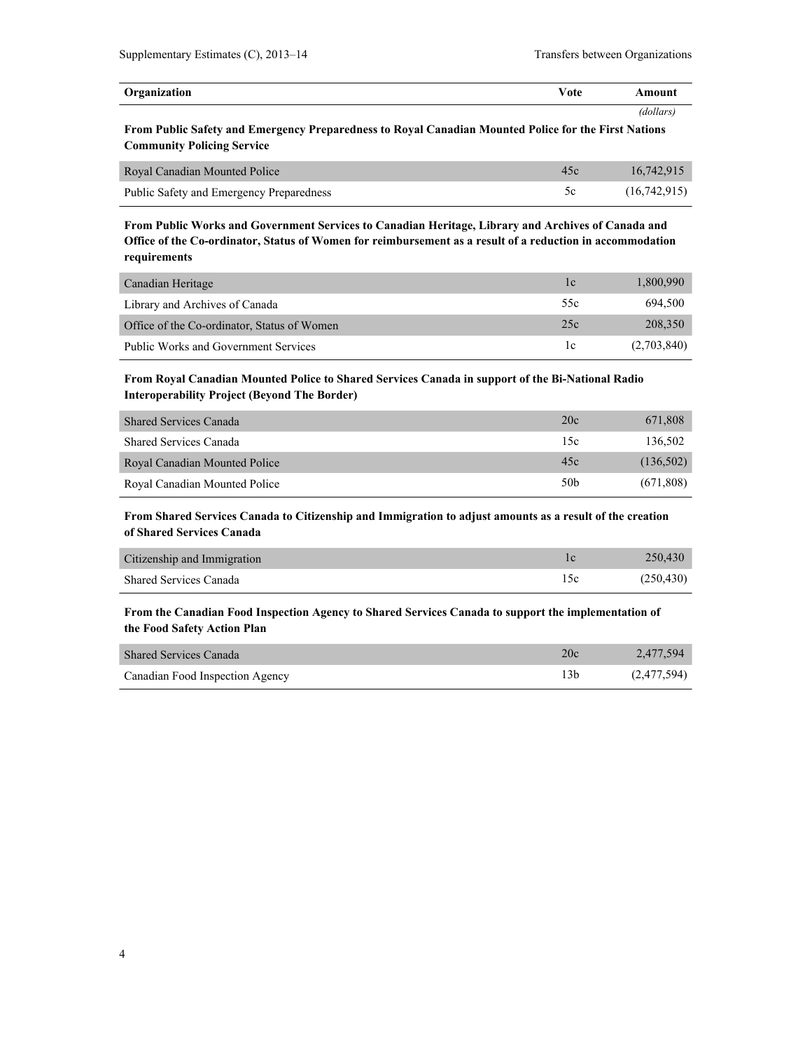| Organization | Vote | Amount |
| --- | --- | --- |
| | | *(dollars)* |
| **From Public Safety and Emergency Preparedness to Royal Canadian Mounted Police for the First Nations Community Policing Service** | | |
| Royal Canadian Mounted Police | 45c | 16,742,915 |
| Public Safety and Emergency Preparedness | 5c | (16,742,915) |
| **From Public Works and Government Services to Canadian Heritage, Library and Archives of Canada and Office of the Co-ordinator, Status of Women for reimbursement as a result of a reduction in accommodation requirements** | | |
| Canadian Heritage | 1c | 1,800,990 |
| Library and Archives of Canada | 55c | 694,500 |
| Office of the Co-ordinator, Status of Women | 25c | 208,350 |
| Public Works and Government Services | 1c | (2,703,840) |
| **From Royal Canadian Mounted Police to Shared Services Canada in support of the Bi-National Radio Interoperability Project (Beyond The Border)** | | |
| Shared Services Canada | 20c | 671,808 |
| Shared Services Canada | 15c | 136,502 |
| Royal Canadian Mounted Police | 45c | (136,502) |
| Royal Canadian Mounted Police | 50b | (671,808) |
| **From Shared Services Canada to Citizenship and Immigration to adjust amounts as a result of the creation of Shared Services Canada** | | |
| Citizenship and Immigration | 1c | 250,430 |
| Shared Services Canada | 15c | (250,430) |
| **From the Canadian Food Inspection Agency to Shared Services Canada to support the implementation of the Food Safety Action Plan** | | |
| Shared Services Canada | 20c | 2,477,594 |
| Canadian Food Inspection Agency | 13b | (2,477,594) |